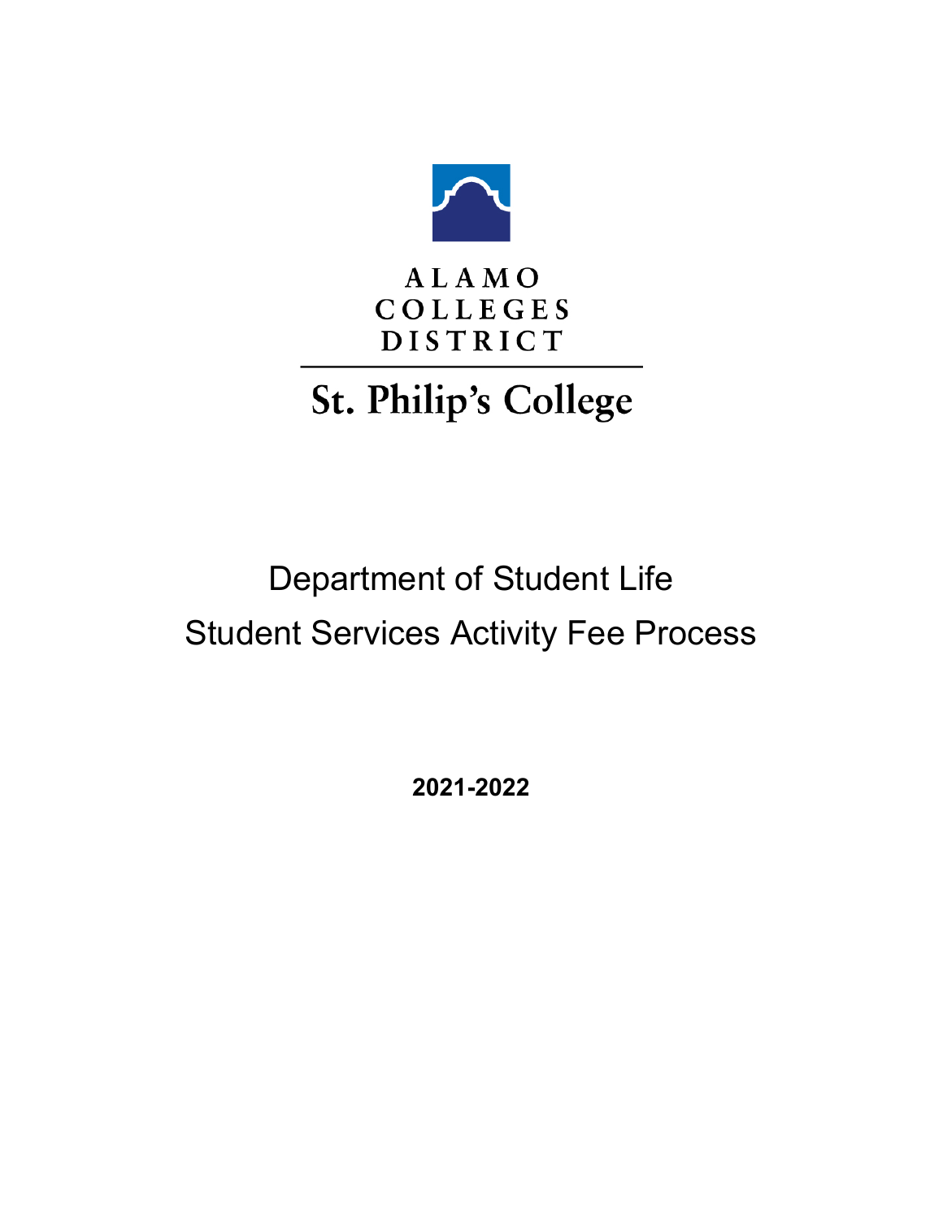ALAMO COLLEGES DISTRICT

# St. Philip's College

## Department of Student Life
## Student Services Activity Fee Process

**2021-2022**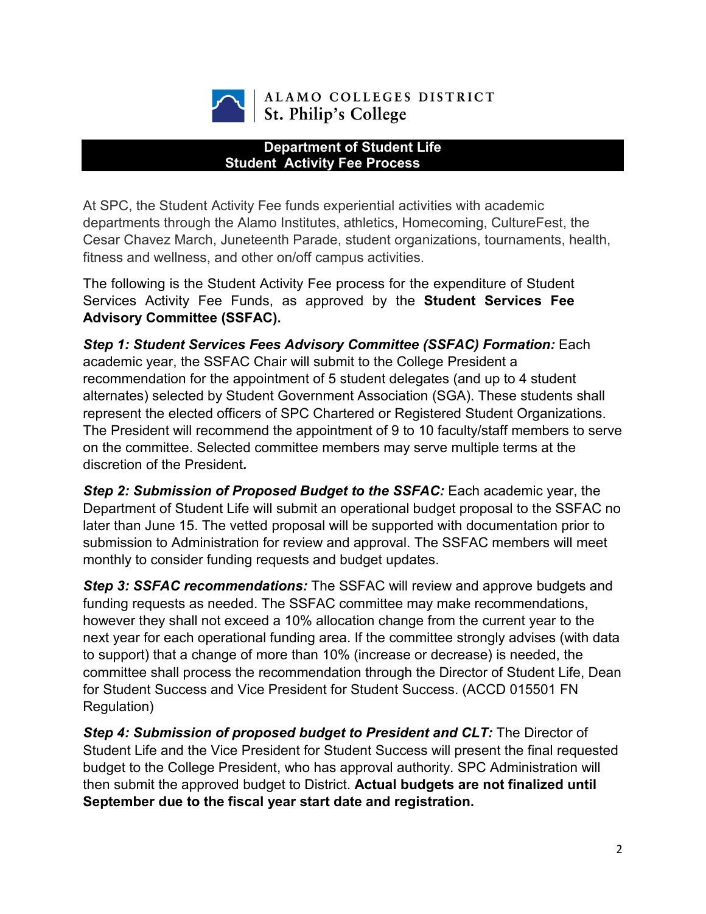ALAMO COLLEGES DISTRICT
St. Philip's College

## Department of Student Life
## Student Activity Fee Process

At SPC, the Student Activity Fee funds experiential activities with academic departments through the Alamo Institutes, athletics, Homecoming, CultureFest, the Cesar Chavez March, Juneteenth Parade, student organizations, tournaments, health, fitness and wellness, and other on/off campus activities.

The following is the Student Activity Fee process for the expenditure of Student Services Activity Fee Funds, as approved by the **Student Services Fee Advisory Committee (SSFAC).**

***Step 1: Student Services Fees Advisory Committee (SSFAC) Formation:*** Each academic year, the SSFAC Chair will submit to the College President a recommendation for the appointment of 5 student delegates (and up to 4 student alternates) selected by Student Government Association (SGA). These students shall represent the elected officers of SPC Chartered or Registered Student Organizations. The President will recommend the appointment of 9 to 10 faculty/staff members to serve on the committee. Selected committee members may serve multiple terms at the discretion of the President***.***

***Step 2: Submission of Proposed Budget to the SSFAC:*** Each academic year, the Department of Student Life will submit an operational budget proposal to the SSFAC no later than June 15. The vetted proposal will be supported with documentation prior to submission to Administration for review and approval. The SSFAC members will meet monthly to consider funding requests and budget updates.

***Step 3: SSFAC recommendations:*** The SSFAC will review and approve budgets and funding requests as needed. The SSFAC committee may make recommendations, however they shall not exceed a 10% allocation change from the current year to the next year for each operational funding area. If the committee strongly advises (with data to support) that a change of more than 10% (increase or decrease) is needed, the committee shall process the recommendation through the Director of Student Life, Dean for Student Success and Vice President for Student Success. (ACCD 015501 FN Regulation)

***Step 4: Submission of proposed budget to President and CLT:*** The Director of Student Life and the Vice President for Student Success will present the final requested budget to the College President, who has approval authority. SPC Administration will then submit the approved budget to District. **Actual budgets are not finalized until September due to the fiscal year start date and registration.**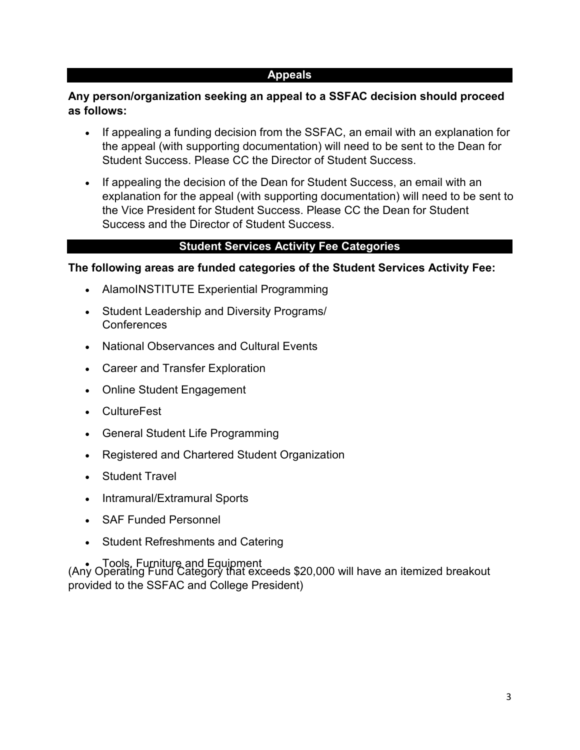## Appeals

**Any person/organization seeking an appeal to a SSFAC decision should proceed as follows:**

- If appealing a funding decision from the SSFAC, an email with an explanation for the appeal (with supporting documentation) will need to be sent to the Dean for Student Success. Please CC the Director of Student Success.
- If appealing the decision of the Dean for Student Success, an email with an explanation for the appeal (with supporting documentation) will need to be sent to the Vice President for Student Success. Please CC the Dean for Student Success and the Director of Student Success.

## Student Services Activity Fee Categories

**The following areas are funded categories of the Student Services Activity Fee:**

- AlamoINSTITUTE Experiential Programming
- Student Leadership and Diversity Programs/ Conferences
- National Observances and Cultural Events
- Career and Transfer Exploration
- Online Student Engagement
- CultureFest
- General Student Life Programming
- Registered and Chartered Student Organization
- Student Travel
- Intramural/Extramural Sports
- SAF Funded Personnel
- Student Refreshments and Catering
- Tools, Furniture and Equipment

(Any Operating Fund Category that exceeds $20,000 will have an itemized breakout provided to the SSFAC and College President)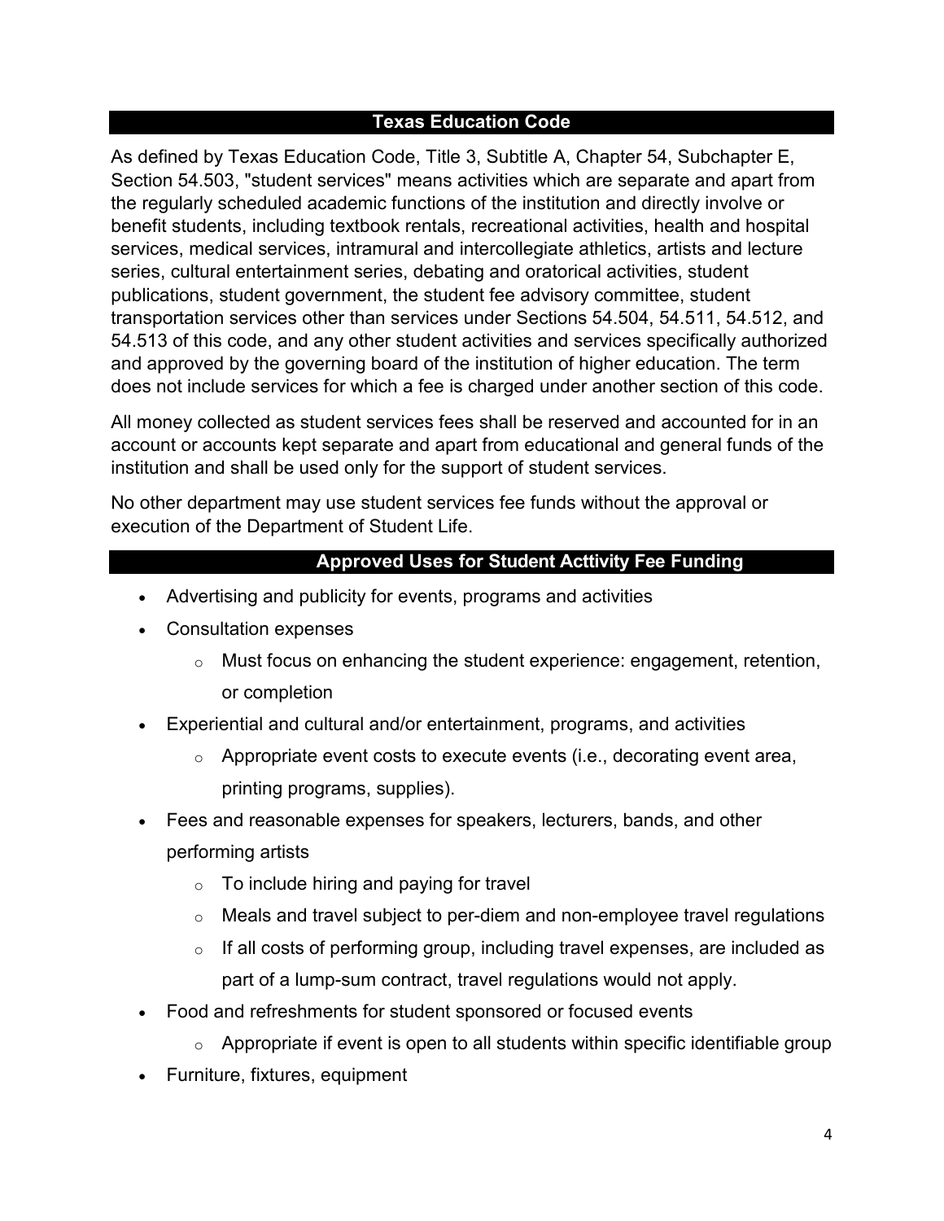## Texas Education Code

As defined by Texas Education Code, Title 3, Subtitle A, Chapter 54, Subchapter E, Section 54.503, "student services" means activities which are separate and apart from the regularly scheduled academic functions of the institution and directly involve or benefit students, including textbook rentals, recreational activities, health and hospital services, medical services, intramural and intercollegiate athletics, artists and lecture series, cultural entertainment series, debating and oratorical activities, student publications, student government, the student fee advisory committee, student transportation services other than services under Sections 54.504, 54.511, 54.512, and 54.513 of this code, and any other student activities and services specifically authorized and approved by the governing board of the institution of higher education. The term does not include services for which a fee is charged under another section of this code.

All money collected as student services fees shall be reserved and accounted for in an account or accounts kept separate and apart from educational and general funds of the institution and shall be used only for the support of student services.

No other department may use student services fee funds without the approval or execution of the Department of Student Life.

## Approved Uses for Student Acttivity Fee Funding

- Advertising and publicity for events, programs and activities
- Consultation expenses
  - Must focus on enhancing the student experience: engagement, retention, or completion
- Experiential and cultural and/or entertainment, programs, and activities
  - Appropriate event costs to execute events (i.e., decorating event area, printing programs, supplies).
- Fees and reasonable expenses for speakers, lecturers, bands, and other performing artists
  - To include hiring and paying for travel
  - Meals and travel subject to per-diem and non-employee travel regulations
  - If all costs of performing group, including travel expenses, are included as part of a lump-sum contract, travel regulations would not apply.
- Food and refreshments for student sponsored or focused events
  - Appropriate if event is open to all students within specific identifiable group
- Furniture, fixtures, equipment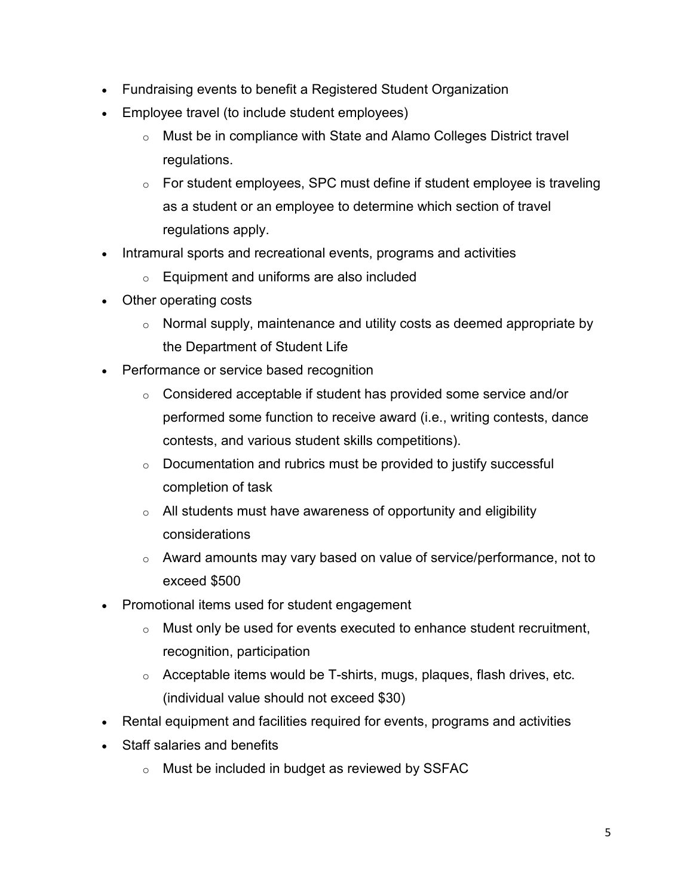- Fundraising events to benefit a Registered Student Organization
- Employee travel (to include student employees)
  - Must be in compliance with State and Alamo Colleges District travel regulations.
  - For student employees, SPC must define if student employee is traveling as a student or an employee to determine which section of travel regulations apply.
- Intramural sports and recreational events, programs and activities
  - Equipment and uniforms are also included
- Other operating costs
  - Normal supply, maintenance and utility costs as deemed appropriate by the Department of Student Life
- Performance or service based recognition
  - Considered acceptable if student has provided some service and/or performed some function to receive award (i.e., writing contests, dance contests, and various student skills competitions).
  - Documentation and rubrics must be provided to justify successful completion of task
  - All students must have awareness of opportunity and eligibility considerations
  - Award amounts may vary based on value of service/performance, not to exceed $500
- Promotional items used for student engagement
  - Must only be used for events executed to enhance student recruitment, recognition, participation
  - Acceptable items would be T-shirts, mugs, plaques, flash drives, etc. (individual value should not exceed $30)
- Rental equipment and facilities required for events, programs and activities
- Staff salaries and benefits
  - Must be included in budget as reviewed by SSFAC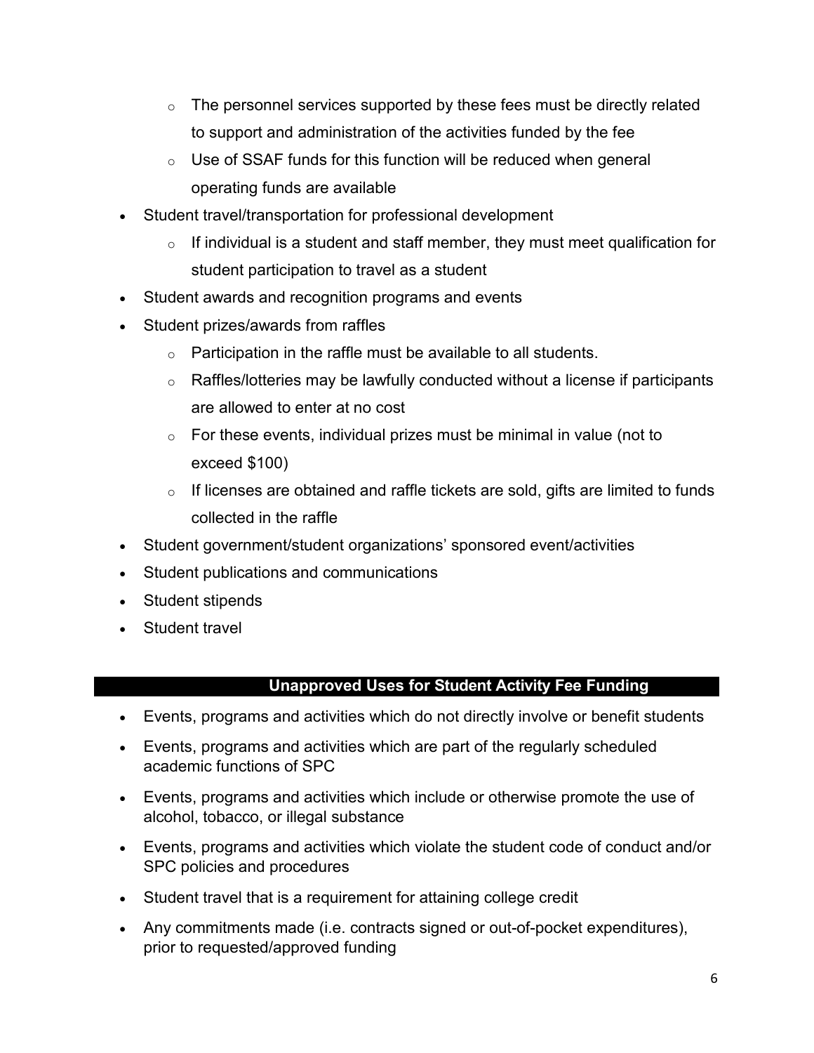- The personnel services supported by these fees must be directly related to support and administration of the activities funded by the fee
    - Use of SSAF funds for this function will be reduced when general operating funds are available
- Student travel/transportation for professional development
    - If individual is a student and staff member, they must meet qualification for student participation to travel as a student
- Student awards and recognition programs and events
- Student prizes/awards from raffles
    - Participation in the raffle must be available to all students.
    - Raffles/lotteries may be lawfully conducted without a license if participants are allowed to enter at no cost
    - For these events, individual prizes must be minimal in value (not to exceed $100)
    - If licenses are obtained and raffle tickets are sold, gifts are limited to funds collected in the raffle
- Student government/student organizations' sponsored event/activities
- Student publications and communications
- Student stipends
- Student travel

## Unapproved Uses for Student Activity Fee Funding

- Events, programs and activities which do not directly involve or benefit students
- Events, programs and activities which are part of the regularly scheduled academic functions of SPC
- Events, programs and activities which include or otherwise promote the use of alcohol, tobacco, or illegal substance
- Events, programs and activities which violate the student code of conduct and/or SPC policies and procedures
- Student travel that is a requirement for attaining college credit
- Any commitments made (i.e. contracts signed or out-of-pocket expenditures), prior to requested/approved funding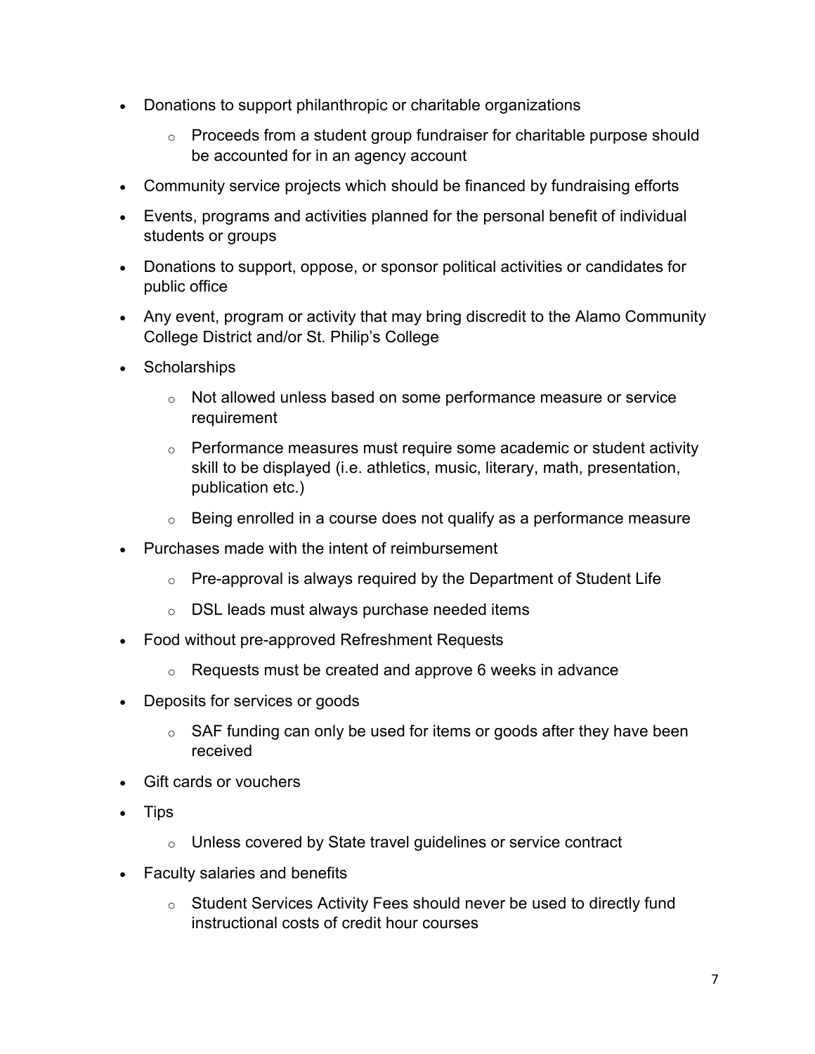- Donations to support philanthropic or charitable organizations
  - Proceeds from a student group fundraiser for charitable purpose should be accounted for in an agency account
- Community service projects which should be financed by fundraising efforts
- Events, programs and activities planned for the personal benefit of individual students or groups
- Donations to support, oppose, or sponsor political activities or candidates for public office
- Any event, program or activity that may bring discredit to the Alamo Community College District and/or St. Philip's College
- Scholarships
  - Not allowed unless based on some performance measure or service requirement
  - Performance measures must require some academic or student activity skill to be displayed (i.e. athletics, music, literary, math, presentation, publication etc.)
  - Being enrolled in a course does not qualify as a performance measure
- Purchases made with the intent of reimbursement
  - Pre-approval is always required by the Department of Student Life
  - DSL leads must always purchase needed items
- Food without pre-approved Refreshment Requests
  - Requests must be created and approve 6 weeks in advance
- Deposits for services or goods
  - SAF funding can only be used for items or goods after they have been received
- Gift cards or vouchers
- Tips
  - Unless covered by State travel guidelines or service contract
- Faculty salaries and benefits
  - Student Services Activity Fees should never be used to directly fund instructional costs of credit hour courses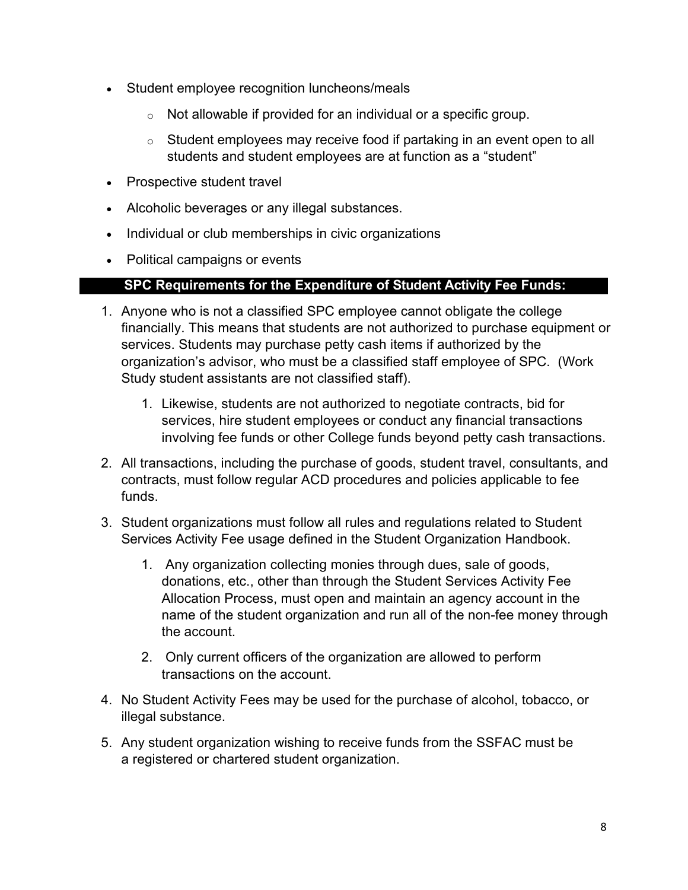- Student employee recognition luncheons/meals
    - Not allowable if provided for an individual or a specific group.
    - Student employees may receive food if partaking in an event open to all students and student employees are at function as a "student"
- Prospective student travel
- Alcoholic beverages or any illegal substances.
- Individual or club memberships in civic organizations
- Political campaigns or events

## SPC Requirements for the Expenditure of Student Activity Fee Funds:

1. Anyone who is not a classified SPC employee cannot obligate the college financially. This means that students are not authorized to purchase equipment or services. Students may purchase petty cash items if authorized by the organization's advisor, who must be a classified staff employee of SPC. (Work Study student assistants are not classified staff).
    1. Likewise, students are not authorized to negotiate contracts, bid for services, hire student employees or conduct any financial transactions involving fee funds or other College funds beyond petty cash transactions.
2. All transactions, including the purchase of goods, student travel, consultants, and contracts, must follow regular ACD procedures and policies applicable to fee funds.
3. Student organizations must follow all rules and regulations related to Student Services Activity Fee usage defined in the Student Organization Handbook.
    1. Any organization collecting monies through dues, sale of goods, donations, etc., other than through the Student Services Activity Fee Allocation Process, must open and maintain an agency account in the name of the student organization and run all of the non-fee money through the account.
    2. Only current officers of the organization are allowed to perform transactions on the account.
4. No Student Activity Fees may be used for the purchase of alcohol, tobacco, or illegal substance.
5. Any student organization wishing to receive funds from the SSFAC must be a registered or chartered student organization.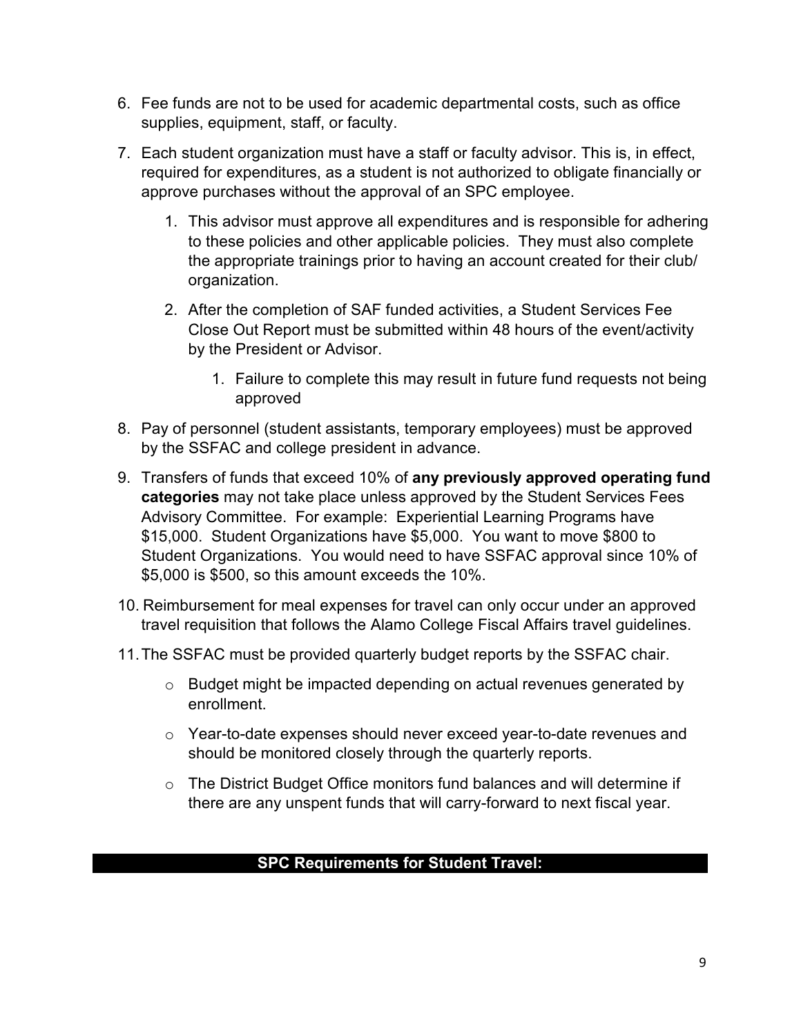6. Fee funds are not to be used for academic departmental costs, such as office supplies, equipment, staff, or faculty.
7. Each student organization must have a staff or faculty advisor. This is, in effect, required for expenditures, as a student is not authorized to obligate financially or approve purchases without the approval of an SPC employee.
    1. This advisor must approve all expenditures and is responsible for adhering to these policies and other applicable policies. They must also complete the appropriate trainings prior to having an account created for their club/ organization.
    2. After the completion of SAF funded activities, a Student Services Fee Close Out Report must be submitted within 48 hours of the event/activity by the President or Advisor.
        1. Failure to complete this may result in future fund requests not being approved
8. Pay of personnel (student assistants, temporary employees) must be approved by the SSFAC and college president in advance.
9. Transfers of funds that exceed 10% of **any previously approved operating fund categories** may not take place unless approved by the Student Services Fees Advisory Committee. For example: Experiential Learning Programs have $15,000. Student Organizations have $5,000. You want to move $800 to Student Organizations. You would need to have SSFAC approval since 10% of $5,000 is $500, so this amount exceeds the 10%.
10. Reimbursement for meal expenses for travel can only occur under an approved travel requisition that follows the Alamo College Fiscal Affairs travel guidelines.
11. The SSFAC must be provided quarterly budget reports by the SSFAC chair.
    - Budget might be impacted depending on actual revenues generated by enrollment.
    - Year-to-date expenses should never exceed year-to-date revenues and should be monitored closely through the quarterly reports.
    - The District Budget Office monitors fund balances and will determine if there are any unspent funds that will carry-forward to next fiscal year.

## SPC Requirements for Student Travel: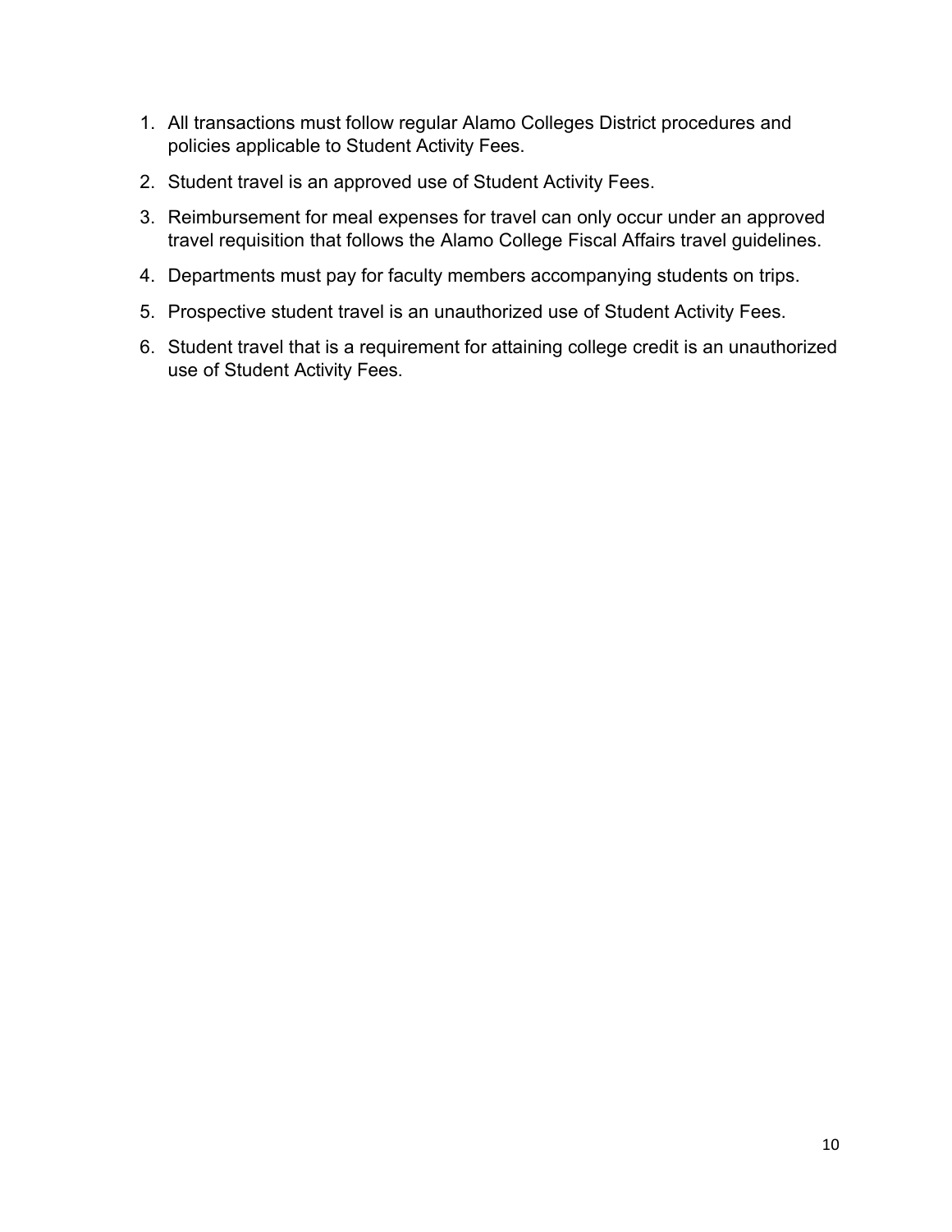1. All transactions must follow regular Alamo Colleges District procedures and policies applicable to Student Activity Fees.
2. Student travel is an approved use of Student Activity Fees.
3. Reimbursement for meal expenses for travel can only occur under an approved travel requisition that follows the Alamo College Fiscal Affairs travel guidelines.
4. Departments must pay for faculty members accompanying students on trips.
5. Prospective student travel is an unauthorized use of Student Activity Fees.
6. Student travel that is a requirement for attaining college credit is an unauthorized use of Student Activity Fees.